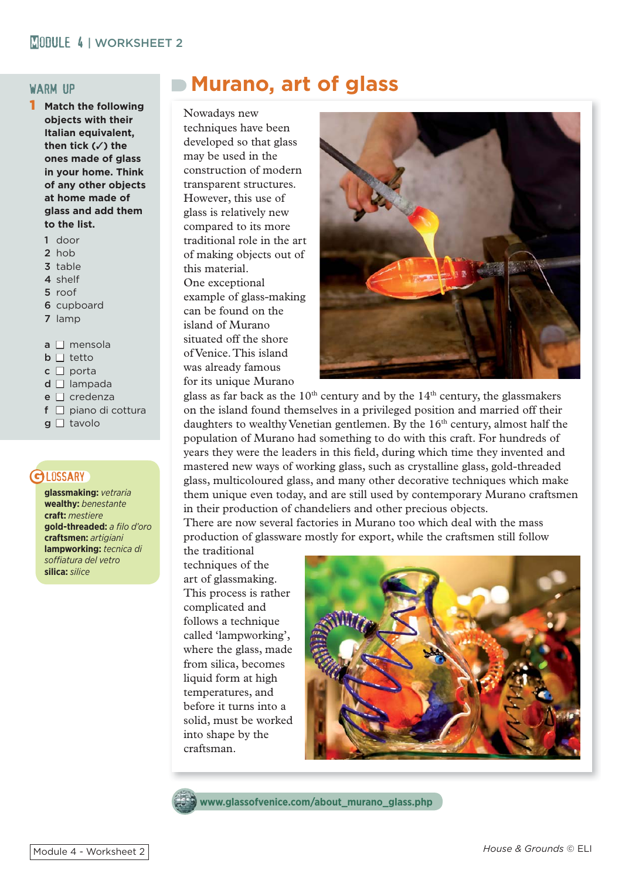# Murano, art of glass

## WARM UP

**1 Match the following objects with their Italian equivalent, then tick (✓) the ones made of glass in your home. Think of any other objects at home made of glass and add them to the list.**

1 door
2 hob
3 table
4 shelf
5 roof
6 cupboard
7 lamp

a ☐ mensola
b ☐ tetto
c ☐ porta
d ☐ lampada
e ☐ credenza
f ☐ piano di cottura
g ☐ tavolo

## GLOSSARY

**glassmaking:** *vetraria*
**wealthy:** *benestante*
**craft:** *mestiere*
**gold-threaded:** *a filo d'oro*
**craftsmen:** *artigiani*
**lampworking:** *tecnica di soffiatura del vetro*
**silica:** *silice*

Nowadays new techniques have been developed so that glass may be used in the construction of modern transparent structures. However, this use of glass is relatively new compared to its more traditional role in the art of making objects out of this material.

One exceptional example of glass-making can be found on the island of Murano situated off the shore of Venice. This island was already famous for its unique Murano glass as far back as the 10th century and by the 14th century, the glassmakers on the island found themselves in a privileged position and married off their daughters to wealthy Venetian gentlemen. By the 16th century, almost half the population of Murano had something to do with this craft. For hundreds of years they were the leaders in this field, during which time they invented and mastered new ways of working glass, such as crystalline glass, gold-threaded glass, multicoloured glass, and many other decorative techniques which make them unique even today, and are still used by contemporary Murano craftsmen in their production of chandeliers and other precious objects.

There are now several factories in Murano too which deal with the mass production of glassware mostly for export, while the craftsmen still follow the traditional techniques of the art of glassmaking. This process is rather complicated and follows a technique called 'lampworking', where the glass, made from silica, becomes liquid form at high temperatures, and before it turns into a solid, must be worked into shape by the craftsman.

www.glassofvenice.com/about_murano_glass.php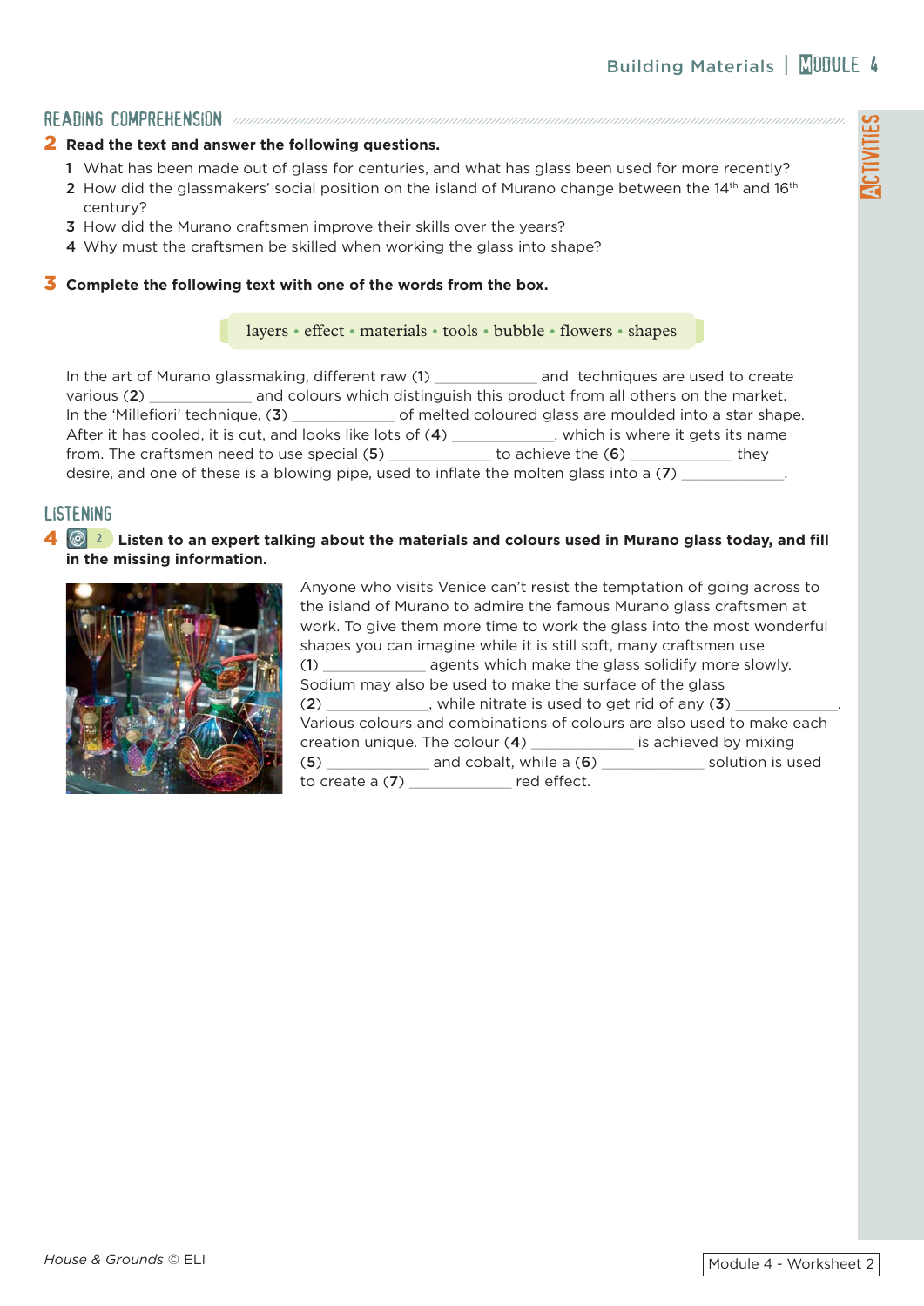## READING COMPREHENSION

**2 Read the text and answer the following questions.**

1 What has been made out of glass for centuries, and what has glass been used for more recently?
2 How did the glassmakers' social position on the island of Murano change between the 14th and 16th century?
3 How did the Murano craftsmen improve their skills over the years?
4 Why must the craftsmen be skilled when working the glass into shape?

**3 Complete the following text with one of the words from the box.**

layers • effect • materials • tools • bubble • flowers • shapes

In the art of Murano glassmaking, different raw (**1**) ____________ and techniques are used to create various (**2**) ____________ and colours which distinguish this product from all others on the market. In the 'Millefiori' technique, (**3**) ____________ of melted coloured glass are moulded into a star shape. After it has cooled, it is cut, and looks like lots of (**4**) ____________, which is where it gets its name from. The craftsmen need to use special (**5**) ____________ to achieve the (**6**) ____________ they desire, and one of these is a blowing pipe, used to inflate the molten glass into a (**7**) ____________.

## LISTENING

**4** 2 **Listen to an expert talking about the materials and colours used in Murano glass today, and fill in the missing information.**

Anyone who visits Venice can't resist the temptation of going across to the island of Murano to admire the famous Murano glass craftsmen at work. To give them more time to work the glass into the most wonderful shapes you can imagine while it is still soft, many craftsmen use (**1**) ____________ agents which make the glass solidify more slowly. Sodium may also be used to make the surface of the glass (**2**) ____________, while nitrate is used to get rid of any (**3**) ____________. Various colours and combinations of colours are also used to make each creation unique. The colour (**4**) ____________ is achieved by mixing (**5**) ____________ and cobalt, while a (**6**) ____________ solution is used to create a (**7**) ____________ red effect.